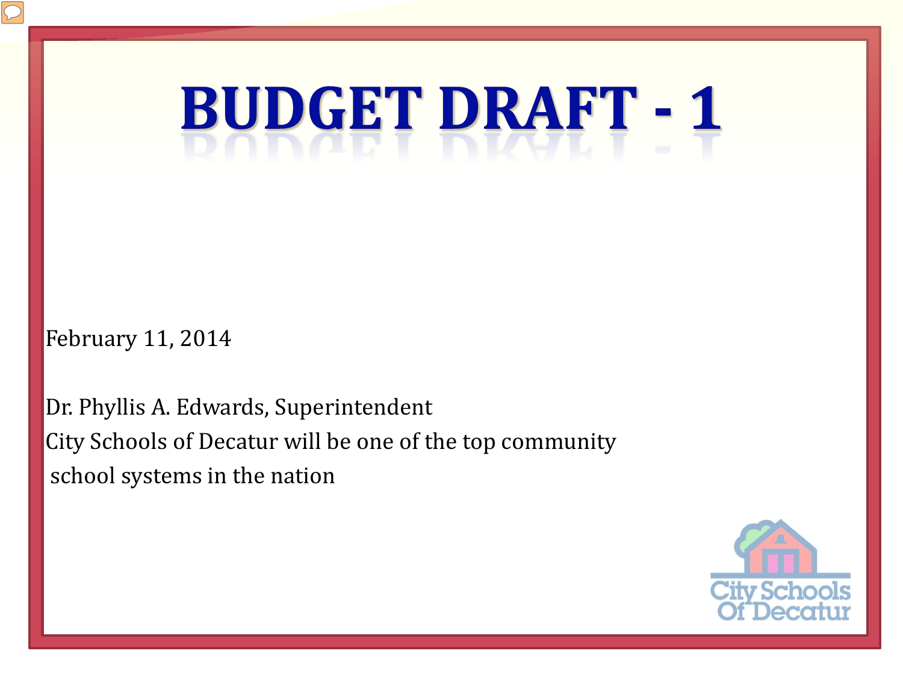# BUDGET DRAFT - 1

February 11, 2014

Dr. Phyllis A. Edwards, Superintendent
City Schools of Decatur will be one of the top community
school systems in the nation

City Schools Of Decatur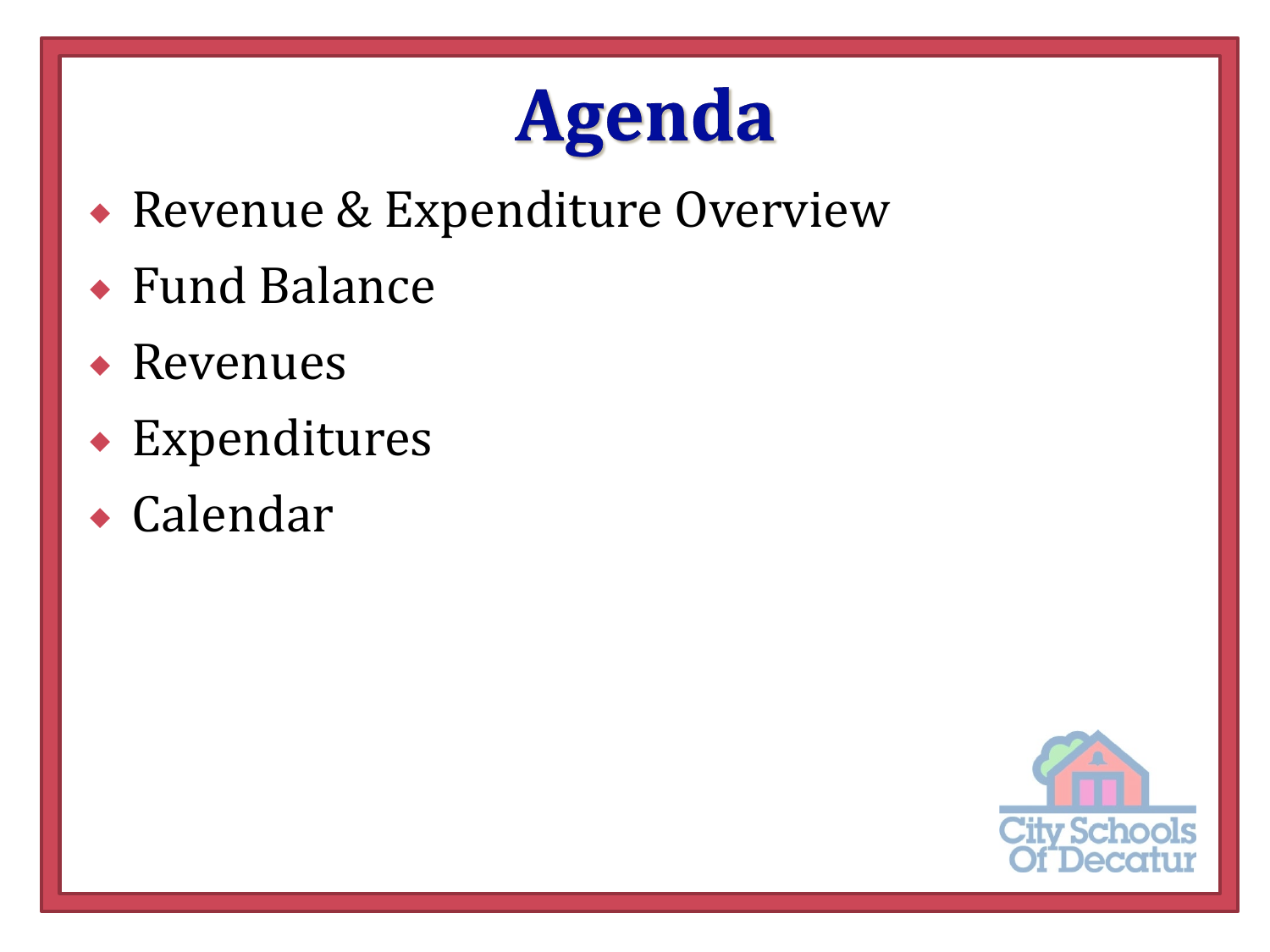# Agenda

- Revenue & Expenditure Overview
- Fund Balance
- Revenues
- Expenditures
- Calendar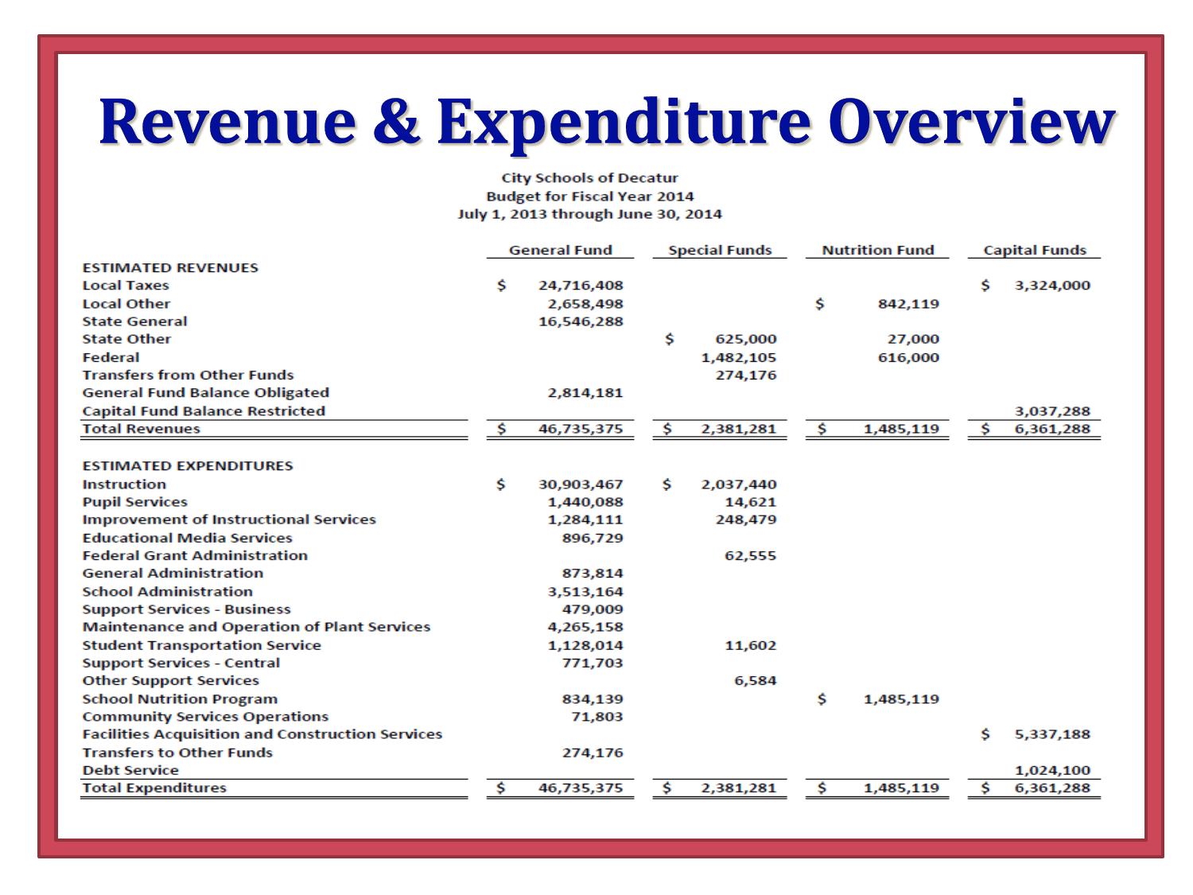# Revenue & Expenditure Overview

City Schools of Decatur
Budget for Fiscal Year 2014
July 1, 2013 through June 30, 2014

| | General Fund | Special Funds | Nutrition Fund | Capital Funds |
|---|---|---|---|---|
| **ESTIMATED REVENUES** | | | | |
| Local Taxes | $ 24,716,408 | | | $ 3,324,000 |
| Local Other | 2,658,498 | | $ 842,119 | |
| State General | 16,546,288 | | | |
| State Other | | $ 625,000 | 27,000 | |
| Federal | | 1,482,105 | 616,000 | |
| Transfers from Other Funds | | 274,176 | | |
| General Fund Balance Obligated | 2,814,181 | | | |
| Capital Fund Balance Restricted | | | | 3,037,288 |
| Total Revenues | $ 46,735,375 | $ 2,381,281 | $ 1,485,119 | $ 6,361,288 |
| | | | | |
| **ESTIMATED EXPENDITURES** | | | | |
| Instruction | $ 30,903,467 | $ 2,037,440 | | |
| Pupil Services | 1,440,088 | 14,621 | | |
| Improvement of Instructional Services | 1,284,111 | 248,479 | | |
| Educational Media Services | 896,729 | | | |
| Federal Grant Administration | | 62,555 | | |
| General Administration | 873,814 | | | |
| School Administration | 3,513,164 | | | |
| Support Services - Business | 479,009 | | | |
| Maintenance and Operation of Plant Services | 4,265,158 | | | |
| Student Transportation Service | 1,128,014 | 11,602 | | |
| Support Services - Central | 771,703 | | | |
| Other Support Services | | 6,584 | | |
| School Nutrition Program | 834,139 | | $ 1,485,119 | |
| Community Services Operations | 71,803 | | | |
| Facilities Acquisition and Construction Services | | | | $ 5,337,188 |
| Transfers to Other Funds | 274,176 | | | |
| Debt Service | | | | 1,024,100 |
| Total Expenditures | $ 46,735,375 | $ 2,381,281 | $ 1,485,119 | $ 6,361,288 |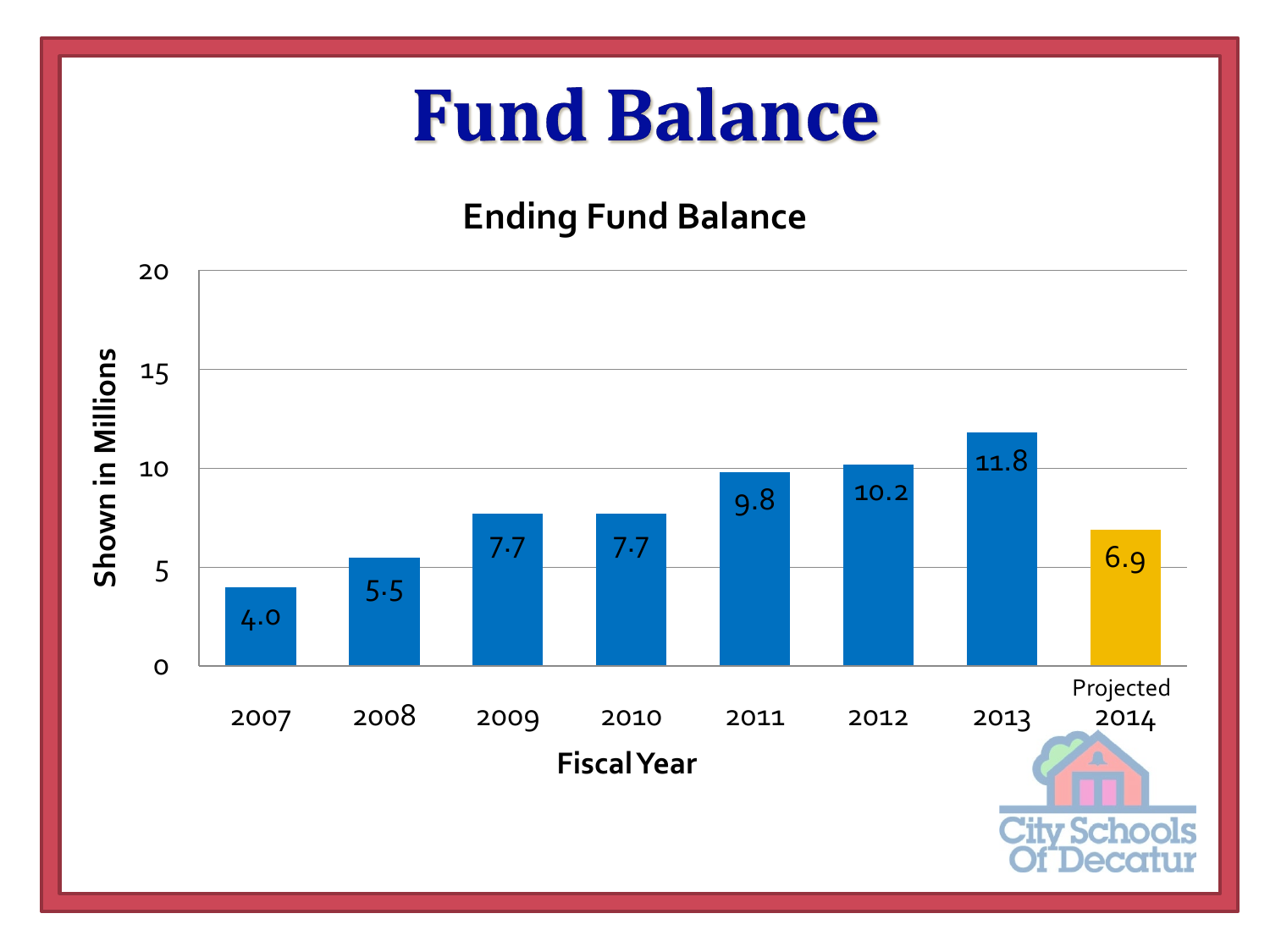# Fund Balance

## Ending Fund Balance

| Fiscal Year | Shown in Millions |
|---|---|
| 2007 | 4.0 |
| 2008 | 5.5 |
| 2009 | 7.7 |
| 2010 | 7.7 |
| 2011 | 9.8 |
| 2012 | 10.2 |
| 2013 | 11.8 |
| Projected 2014 | 6.9 |

City Schools Of Decatur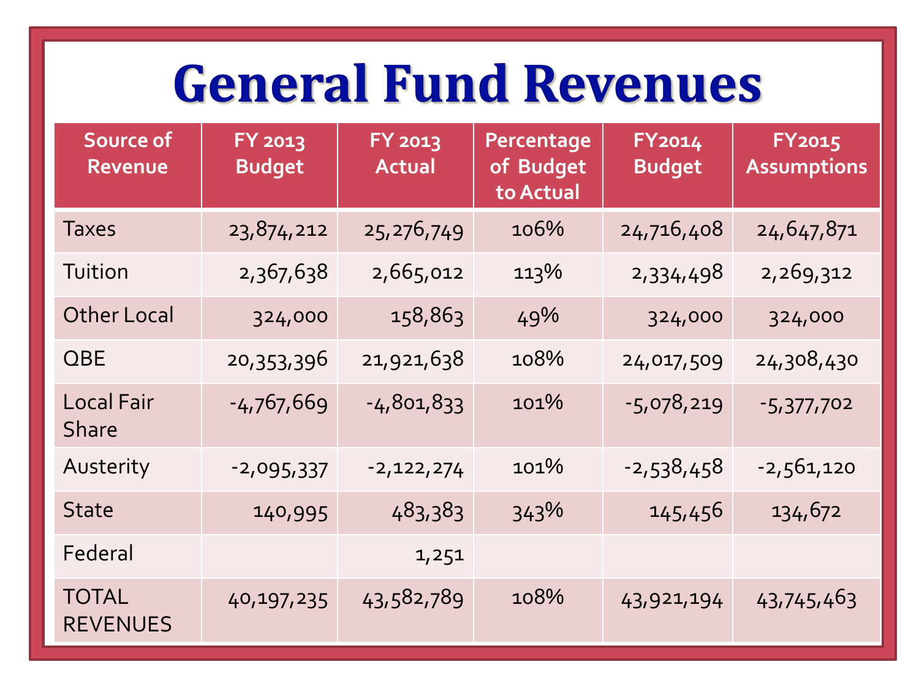# General Fund Revenues

| Source of Revenue | FY 2013 Budget | FY 2013 Actual | Percentage of Budget to Actual | FY2014 Budget | FY2015 Assumptions |
|---|---|---|---|---|---|
| Taxes | 23,874,212 | 25,276,749 | 106% | 24,716,408 | 24,647,871 |
| Tuition | 2,367,638 | 2,665,012 | 113% | 2,334,498 | 2,269,312 |
| Other Local | 324,000 | 158,863 | 49% | 324,000 | 324,000 |
| QBE | 20,353,396 | 21,921,638 | 108% | 24,017,509 | 24,308,430 |
| Local Fair Share | -4,767,669 | -4,801,833 | 101% | -5,078,219 | -5,377,702 |
| Austerity | -2,095,337 | -2,122,274 | 101% | -2,538,458 | -2,561,120 |
| State | 140,995 | 483,383 | 343% | 145,456 | 134,672 |
| Federal | | 1,251 | | | |
| TOTAL REVENUES | 40,197,235 | 43,582,789 | 108% | 43,921,194 | 43,745,463 |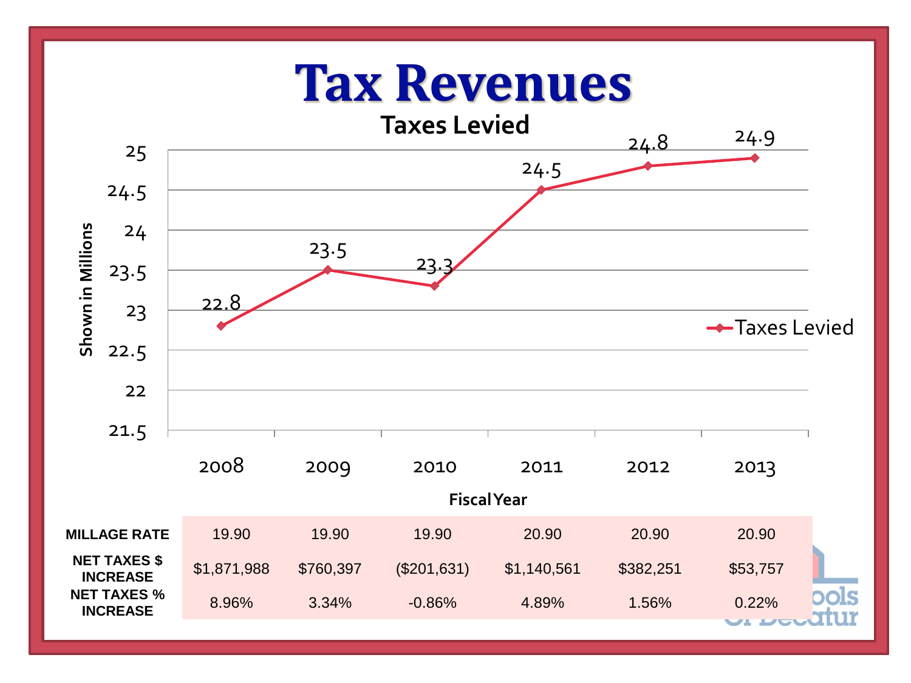# Tax Revenues

## Taxes Levied

| Fiscal Year | 2008 | 2009 | 2010 | 2011 | 2012 | 2013 |
|---|---|---|---|---|---|---|
| Taxes Levied (Shown in Millions) | 22.8 | 23.5 | 23.3 | 24.5 | 24.8 | 24.9 |

| | 2008 | 2009 | 2010 | 2011 | 2012 | 2013 |
|---|---|---|---|---|---|---|
| MILLAGE RATE | 19.90 | 19.90 | 19.90 | 20.90 | 20.90 | 20.90 |
| NET TAXES $ INCREASE | $1,871,988 | $760,397 | ($201,631) | $1,140,561 | $382,251 | $53,757 |
| NET TAXES % INCREASE | 8.96% | 3.34% | -0.86% | 4.89% | 1.56% | 0.22% |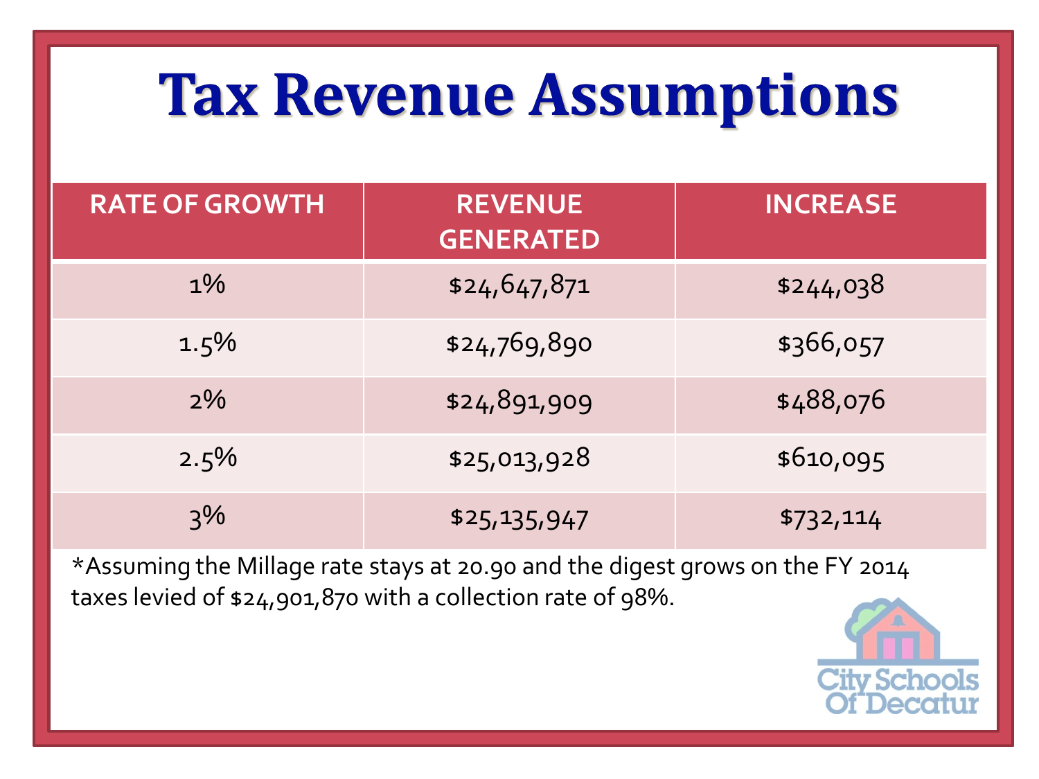# Tax Revenue Assumptions

| RATE OF GROWTH | REVENUE GENERATED | INCREASE |
|---|---|---|
| 1% | $24,647,871 | $244,038 |
| 1.5% | $24,769,890 | $366,057 |
| 2% | $24,891,909 | $488,076 |
| 2.5% | $25,013,928 | $610,095 |
| 3% | $25,135,947 | $732,114 |

*Assuming the Millage rate stays at 20.90 and the digest grows on the FY 2014 taxes levied of $24,901,870 with a collection rate of 98%.

City Schools Of Decatur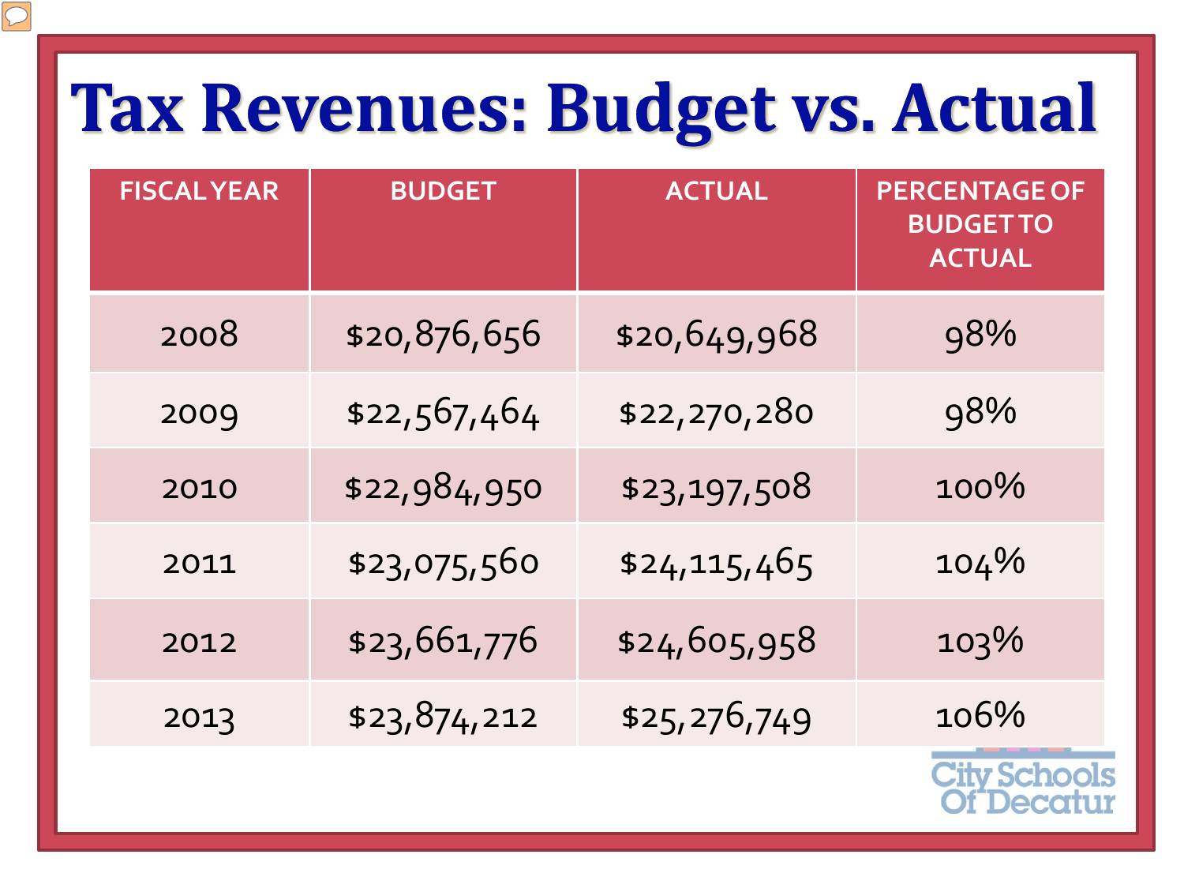# Tax Revenues: Budget vs. Actual

| FISCAL YEAR | BUDGET | ACTUAL | PERCENTAGE OF BUDGET TO ACTUAL |
|---|---|---|---|
| 2008 | $20,876,656 | $20,649,968 | 98% |
| 2009 | $22,567,464 | $22,270,280 | 98% |
| 2010 | $22,984,950 | $23,197,508 | 100% |
| 2011 | $23,075,560 | $24,115,465 | 104% |
| 2012 | $23,661,776 | $24,605,958 | 103% |
| 2013 | $23,874,212 | $25,276,749 | 106% |

City Schools Of Decatur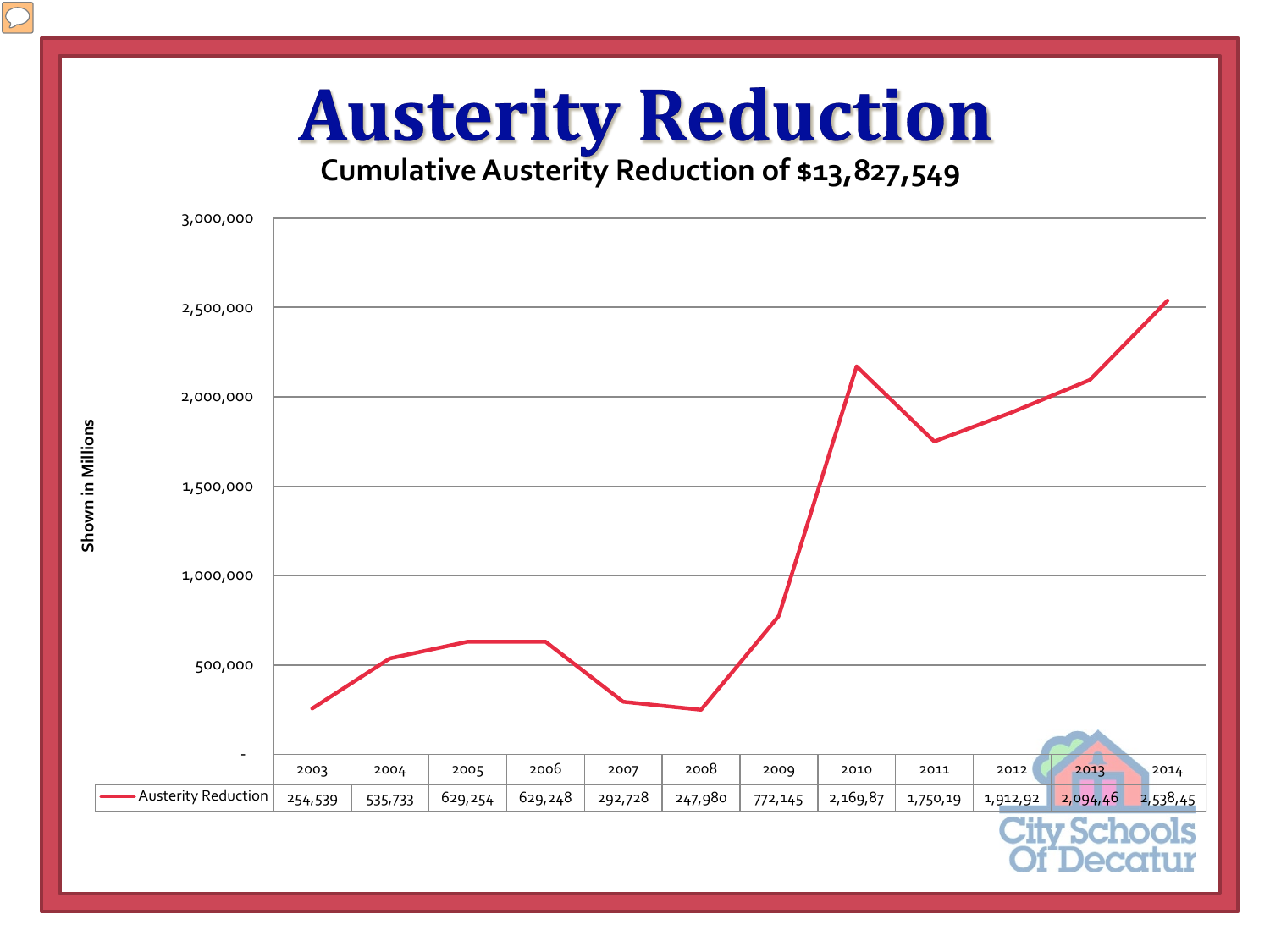# Austerity Reduction

**Cumulative Austerity Reduction of $13,827,549**

| | 2003 | 2004 | 2005 | 2006 | 2007 | 2008 | 2009 | 2010 | 2011 | 2012 | 2013 | 2014 |
|---|---|---|---|---|---|---|---|---|---|---|---|---|
| Austerity Reduction | 254,539 | 535,733 | 629,254 | 629,248 | 292,728 | 247,980 | 772,145 | 2,169,87 | 1,750,19 | 1,912,92 | 2,094,46 | 2,538,45 |

Shown in Millions

City Schools Of Decatur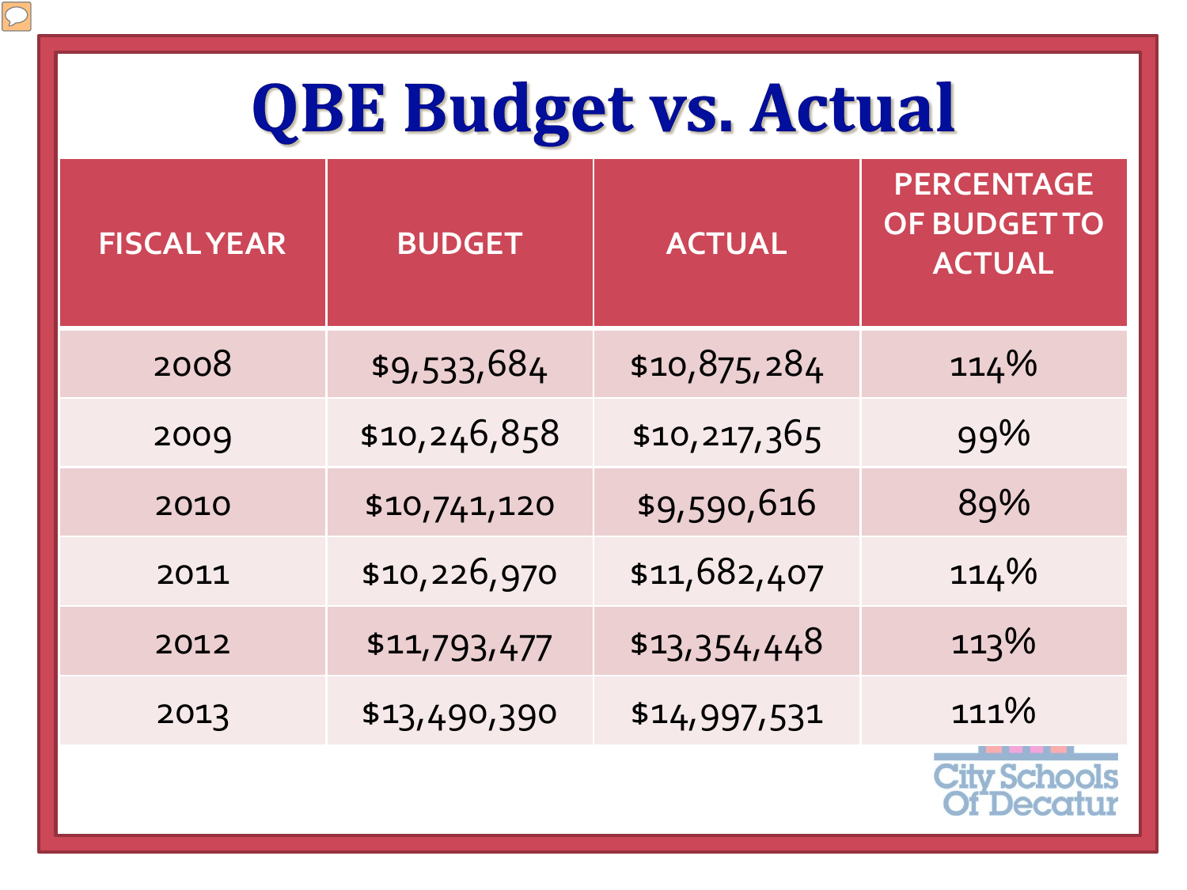# QBE Budget vs. Actual

| FISCAL YEAR | BUDGET | ACTUAL | PERCENTAGE OF BUDGET TO ACTUAL |
|---|---|---|---|
| 2008 | $9,533,684 | $10,875,284 | 114% |
| 2009 | $10,246,858 | $10,217,365 | 99% |
| 2010 | $10,741,120 | $9,590,616 | 89% |
| 2011 | $10,226,970 | $11,682,407 | 114% |
| 2012 | $11,793,477 | $13,354,448 | 113% |
| 2013 | $13,490,390 | $14,997,531 | 111% |

City Schools Of Decatur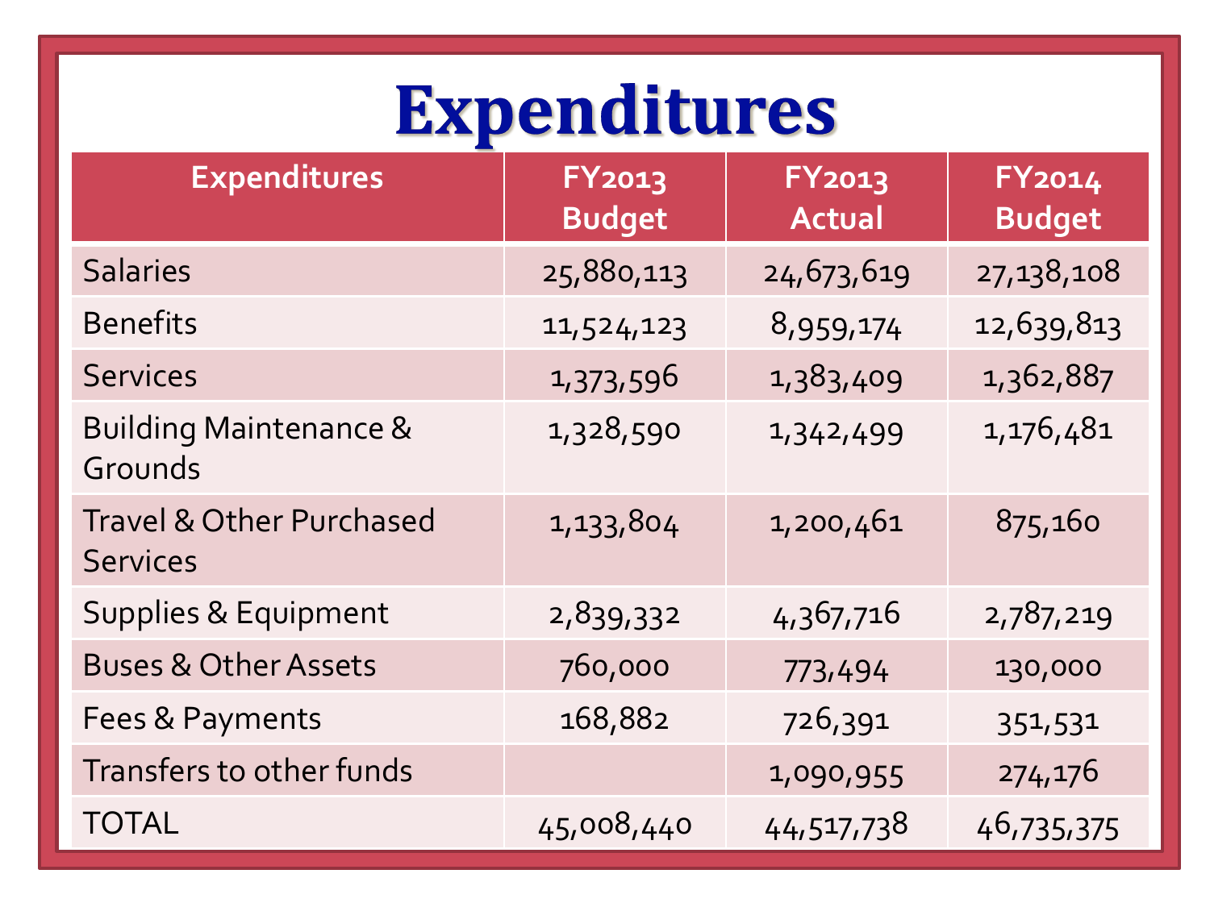# Expenditures

| Expenditures | FY2013 Budget | FY2013 Actual | FY2014 Budget |
| --- | --- | --- | --- |
| Salaries | 25,880,113 | 24,673,619 | 27,138,108 |
| Benefits | 11,524,123 | 8,959,174 | 12,639,813 |
| Services | 1,373,596 | 1,383,409 | 1,362,887 |
| Building Maintenance & Grounds | 1,328,590 | 1,342,499 | 1,176,481 |
| Travel & Other Purchased Services | 1,133,804 | 1,200,461 | 875,160 |
| Supplies & Equipment | 2,839,332 | 4,367,716 | 2,787,219 |
| Buses & Other Assets | 760,000 | 773,494 | 130,000 |
| Fees & Payments | 168,882 | 726,391 | 351,531 |
| Transfers to other funds | | 1,090,955 | 274,176 |
| TOTAL | 45,008,440 | 44,517,738 | 46,735,375 |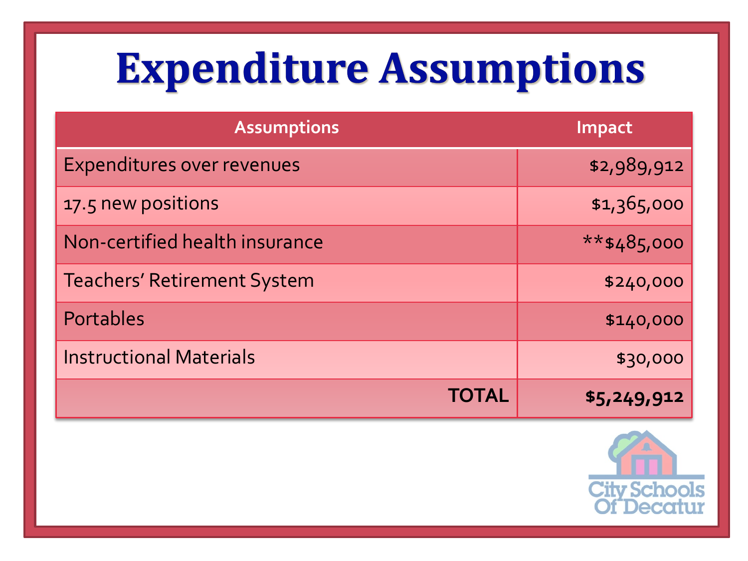# Expenditure Assumptions

| Assumptions | Impact |
|---|---|
| Expenditures over revenues | $2,989,912 |
| 17.5 new positions | $1,365,000 |
| Non-certified health insurance | **$485,000 |
| Teachers' Retirement System | $240,000 |
| Portables | $140,000 |
| Instructional Materials | $30,000 |
| **TOTAL** | **$5,249,912** |

City Schools Of Decatur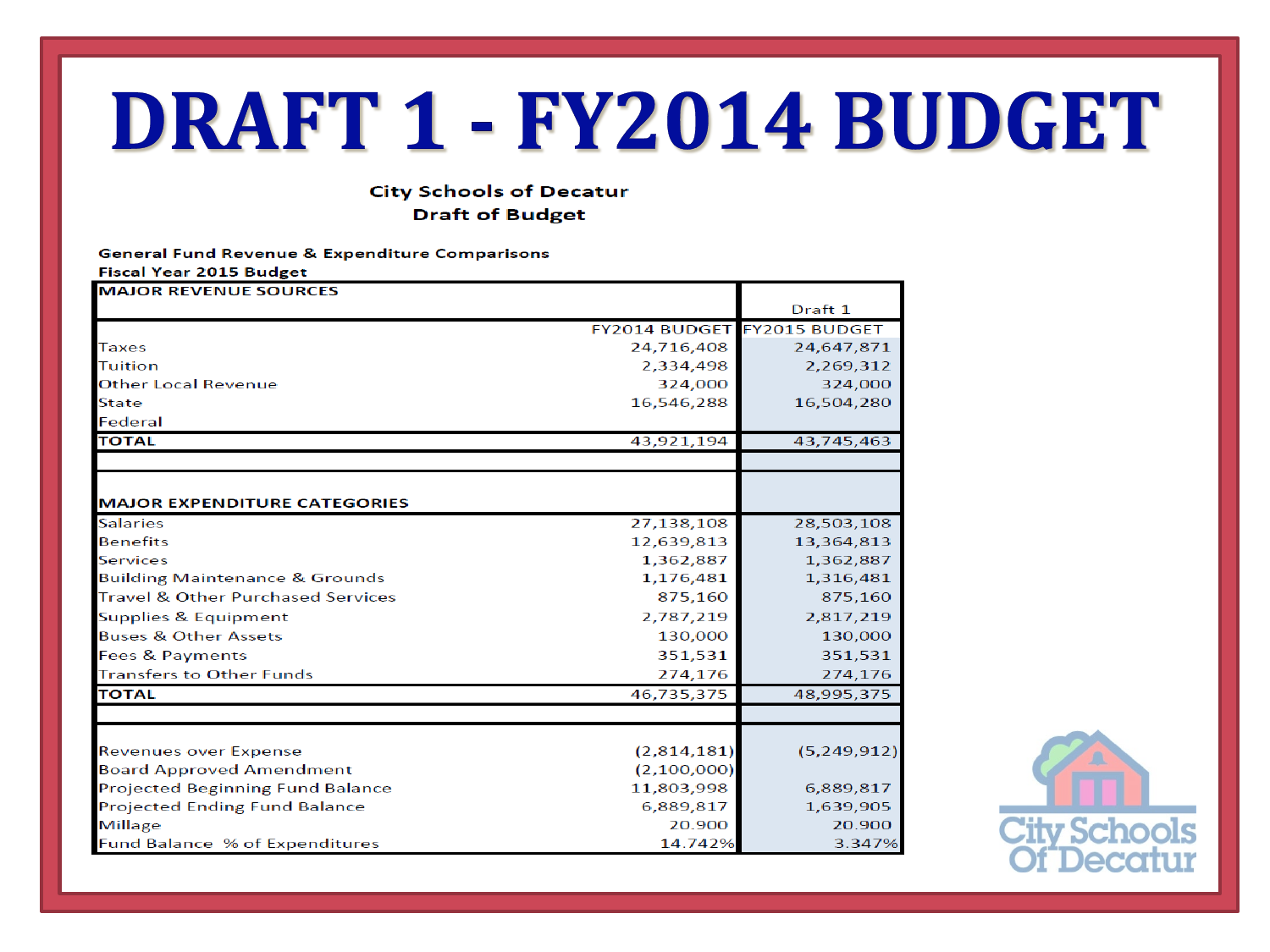# DRAFT 1 - FY2014 BUDGET

**City Schools of Decatur**
**Draft of Budget**

**General Fund Revenue & Expenditure Comparisons**
**Fiscal Year 2015 Budget**

| MAJOR REVENUE SOURCES | FY2014 BUDGET | Draft 1 FY2015 BUDGET |
|---|---|---|
| Taxes | 24,716,408 | 24,647,871 |
| Tuition | 2,334,498 | 2,269,312 |
| Other Local Revenue | 324,000 | 324,000 |
| State | 16,546,288 | 16,504,280 |
| Federal | | |
| **TOTAL** | 43,921,194 | 43,745,463 |
| | | |
| **MAJOR EXPENDITURE CATEGORIES** | | |
| Salaries | 27,138,108 | 28,503,108 |
| Benefits | 12,639,813 | 13,364,813 |
| Services | 1,362,887 | 1,362,887 |
| Building Maintenance & Grounds | 1,176,481 | 1,316,481 |
| Travel & Other Purchased Services | 875,160 | 875,160 |
| Supplies & Equipment | 2,787,219 | 2,817,219 |
| Buses & Other Assets | 130,000 | 130,000 |
| Fees & Payments | 351,531 | 351,531 |
| Transfers to Other Funds | 274,176 | 274,176 |
| **TOTAL** | 46,735,375 | 48,995,375 |
| | | |
| Revenues over Expense | (2,814,181) | (5,249,912) |
| Board Approved Amendment | (2,100,000) | |
| Projected Beginning Fund Balance | 11,803,998 | 6,889,817 |
| Projected Ending Fund Balance | 6,889,817 | 1,639,905 |
| Millage | 20.900 | 20.900 |
| Fund Balance % of Expenditures | 14.742% | 3.347% |

City Schools Of Decatur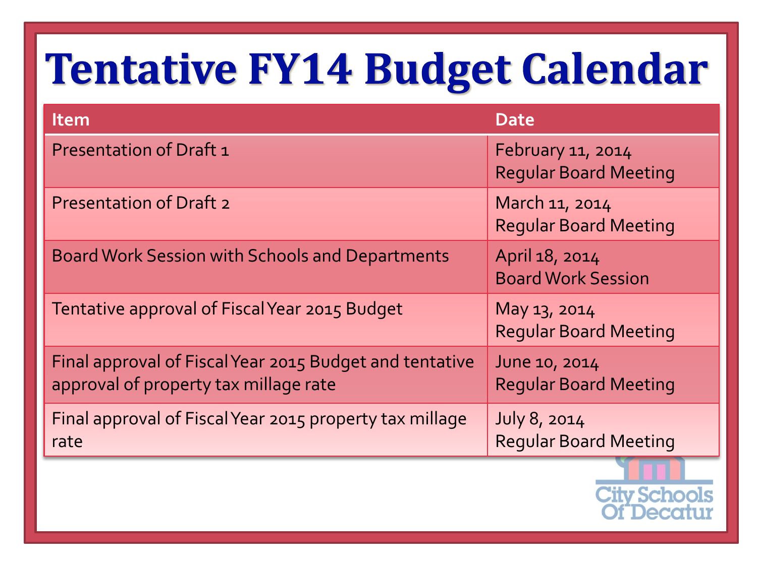# Tentative FY14 Budget Calendar

| Item | Date |
|---|---|
| Presentation of Draft 1 | February 11, 2014<br>Regular Board Meeting |
| Presentation of Draft 2 | March 11, 2014<br>Regular Board Meeting |
| Board Work Session with Schools and Departments | April 18, 2014<br>Board Work Session |
| Tentative approval of Fiscal Year 2015 Budget | May 13, 2014<br>Regular Board Meeting |
| Final approval of Fiscal Year 2015 Budget and tentative approval of property tax millage rate | June 10, 2014<br>Regular Board Meeting |
| Final approval of Fiscal Year 2015 property tax millage rate | July 8, 2014<br>Regular Board Meeting |

City Schools Of Decatur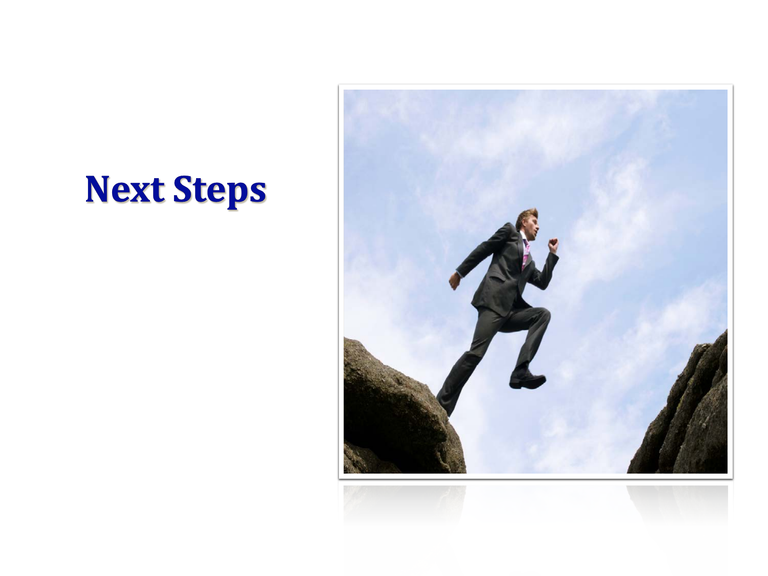# Next Steps